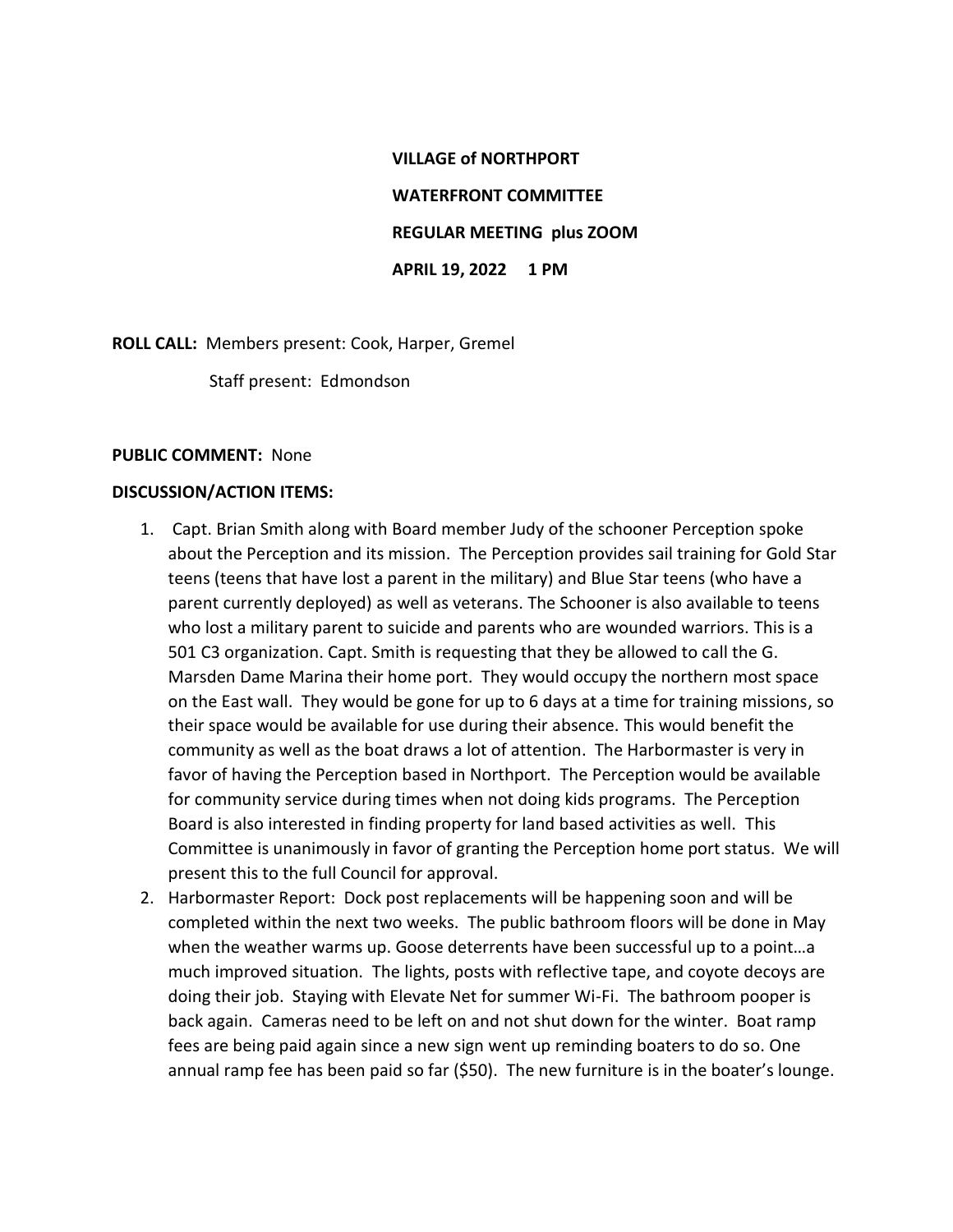**VILLAGE of NORTHPORT**

**WATERFRONT COMMITTEE**

**REGULAR MEETING plus ZOOM**

**APRIL 19, 2022 1 PM**

**ROLL CALL:** Members present: Cook, Harper, Gremel

Staff present: Edmondson

**PUBLIC COMMENT:** None

**DISCUSSION/ACTION ITEMS:**

1. Capt. Brian Smith along with Board member Judy of the schooner Perception spoke about the Perception and its mission. The Perception provides sail training for Gold Star teens (teens that have lost a parent in the military) and Blue Star teens (who have a parent currently deployed) as well as veterans. The Schooner is also available to teens who lost a military parent to suicide and parents who are wounded warriors. This is a 501 C3 organization. Capt. Smith is requesting that they be allowed to call the G. Marsden Dame Marina their home port. They would occupy the northern most space on the East wall. They would be gone for up to 6 days at a time for training missions, so their space would be available for use during their absence. This would benefit the community as well as the boat draws a lot of attention. The Harbormaster is very in favor of having the Perception based in Northport. The Perception would be available for community service during times when not doing kids programs. The Perception Board is also interested in finding property for land based activities as well. This Committee is unanimously in favor of granting the Perception home port status. We will present this to the full Council for approval.
2. Harbormaster Report: Dock post replacements will be happening soon and will be completed within the next two weeks. The public bathroom floors will be done in May when the weather warms up. Goose deterrents have been successful up to a point…a much improved situation. The lights, posts with reflective tape, and coyote decoys are doing their job. Staying with Elevate Net for summer Wi-Fi. The bathroom pooper is back again. Cameras need to be left on and not shut down for the winter. Boat ramp fees are being paid again since a new sign went up reminding boaters to do so. One annual ramp fee has been paid so far ($50). The new furniture is in the boater's lounge.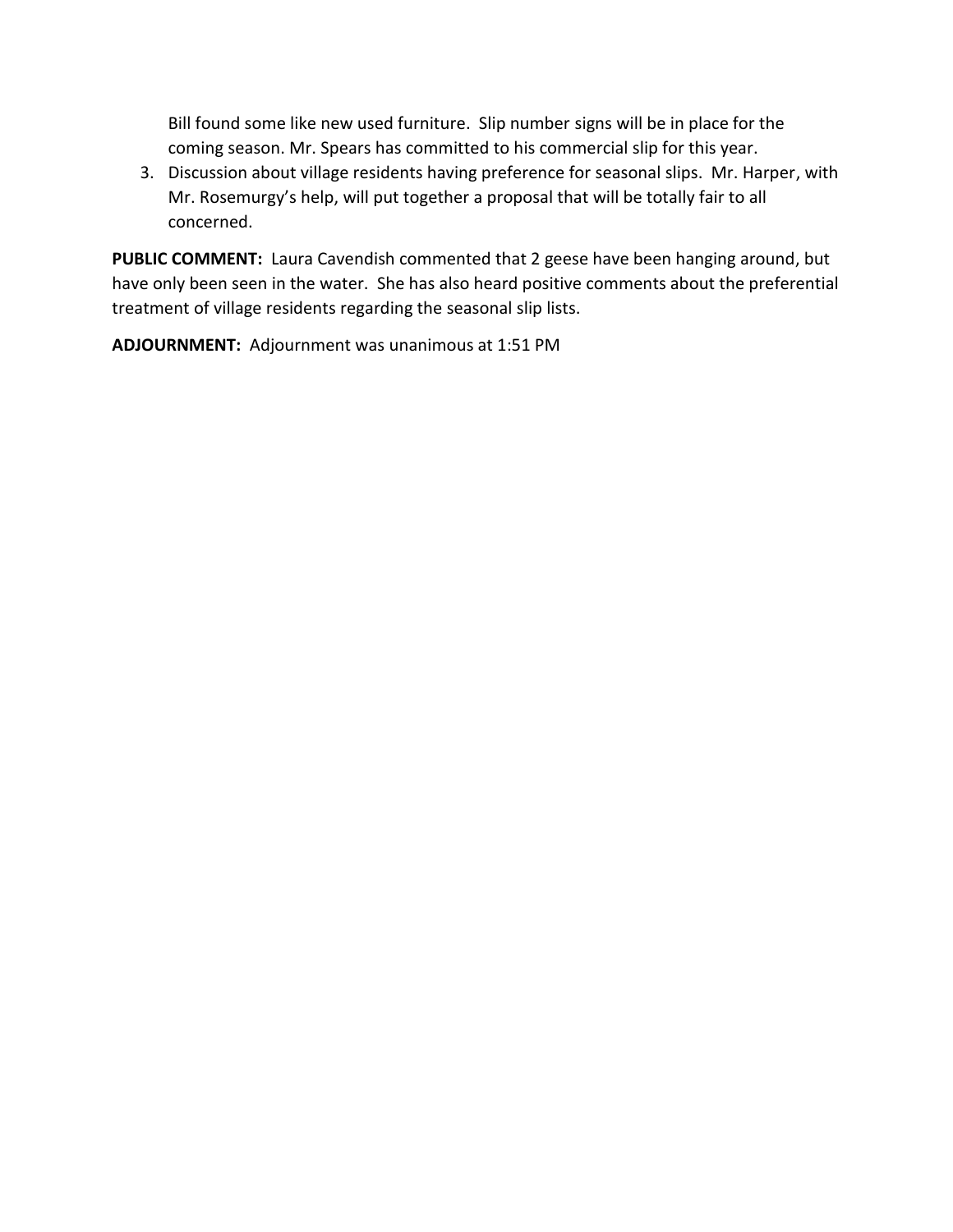Bill found some like new used furniture. Slip number signs will be in place for the coming season. Mr. Spears has committed to his commercial slip for this year.

3. Discussion about village residents having preference for seasonal slips. Mr. Harper, with Mr. Rosemurgy's help, will put together a proposal that will be totally fair to all concerned.

**PUBLIC COMMENT:** Laura Cavendish commented that 2 geese have been hanging around, but have only been seen in the water. She has also heard positive comments about the preferential treatment of village residents regarding the seasonal slip lists.

**ADJOURNMENT:** Adjournment was unanimous at 1:51 PM